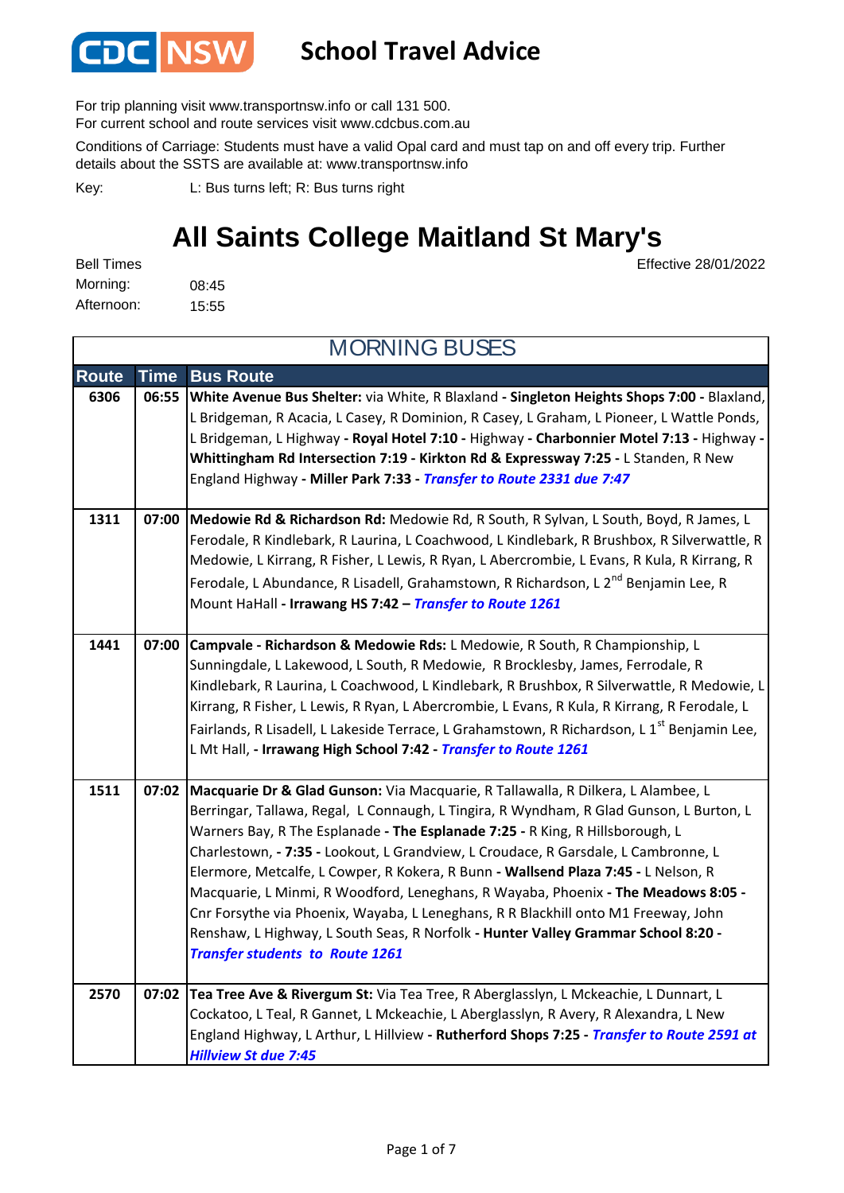# CDC NSW School Travel Advice

For trip planning visit www.transportnsw.info or call 131 500.
For current school and route services visit www.cdcbus.com.au

Conditions of Carriage: Students must have a valid Opal card and must tap on and off every trip. Further details about the SSTS are available at: www.transportnsw.info

Key: L: Bus turns left; R: Bus turns right

# All Saints College Maitland St Mary's

Effective 28/01/2022

Bell Times
Morning: 08:45
Afternoon: 15:55

## MORNING BUSES

| Route | Time | Bus Route |
|---|---|---|
| 6306 | 06:55 | **White Avenue Bus Shelter:** via White, R Blaxland - **Singleton Heights Shops 7:00 -** Blaxland, L Bridgeman, R Acacia, L Casey, R Dominion, R Casey, L Graham, L Pioneer, L Wattle Ponds, L Bridgeman, L Highway - **Royal Hotel 7:10 -** Highway - **Charbonnier Motel 7:13 -** Highway - **Whittingham Rd Intersection 7:19 - Kirkton Rd & Expressway 7:25 -** L Standen, R New England Highway **- Miller Park 7:33 -** ***Transfer to Route 2331 due 7:47*** |
| 1311 | 07:00 | **Medowie Rd & Richardson Rd:** Medowie Rd, R South, R Sylvan, L South, Boyd, R James, L Ferodale, R Kindlebark, R Laurina, L Coachwood, L Kindlebark, R Brushbox, R Silverwattle, R Medowie, L Kirrang, R Fisher, L Lewis, R Ryan, L Abercrombie, L Evans, R Kula, R Kirrang, R Ferodale, L Abundance, R Lisadell, Grahamstown, R Richardson, L 2nd Benjamin Lee, R Mount HaHall **- Irrawang HS 7:42 –** ***Transfer to Route 1261*** |
| 1441 | 07:00 | **Campvale - Richardson & Medowie Rds:** L Medowie, R South, R Championship, L Sunningdale, L Lakewood, L South, R Medowie, R Brocklesby, James, Ferrodale, R Kindlebark, R Laurina, L Coachwood, L Kindlebark, R Brushbox, R Silverwattle, R Medowie, L Kirrang, R Fisher, L Lewis, R Ryan, L Abercrombie, L Evans, R Kula, R Kirrang, R Ferodale, L Fairlands, R Lisadell, L Lakeside Terrace, L Grahamstown, R Richardson, L 1st Benjamin Lee, L Mt Hall, **- Irrawang High School 7:42 -** ***Transfer to Route 1261*** |
| 1511 | 07:02 | **Macquarie Dr & Glad Gunson:** Via Macquarie, R Tallawalla, R Dilkera, L Alambee, L Berringar, Tallawa, Regal, L Connaugh, L Tingira, R Wyndham, R Glad Gunson, L Burton, L Warners Bay, R The Esplanade **- The Esplanade 7:25 -** R King, R Hillsborough, L Charlestown, **- 7:35 -** Lookout, L Grandview, L Croudace, R Garsdale, L Cambronne, L Elermore, Metcalfe, L Cowper, R Kokera, R Bunn **- Wallsend Plaza 7:45 -** L Nelson, R Macquarie, L Minmi, R Woodford, Leneghans, R Wayaba, Phoenix **- The Meadows 8:05 -** Cnr Forsythe via Phoenix, Wayaba, L Leneghans, R R Blackhill onto M1 Freeway, John Renshaw, L Highway, L South Seas, R Norfolk **- Hunter Valley Grammar School 8:20 -** ***Transfer students to Route 1261*** |
| 2570 | 07:02 | **Tea Tree Ave & Rivergum St:** Via Tea Tree, R Aberglasslyn, L Mckeachie, L Dunnart, L Cockatoo, L Teal, R Gannet, L Mckeachie, L Aberglasslyn, R Avery, R Alexandra, L New England Highway, L Arthur, L Hillview **- Rutherford Shops 7:25 -** ***Transfer to Route 2591 at Hillview St due 7:45*** |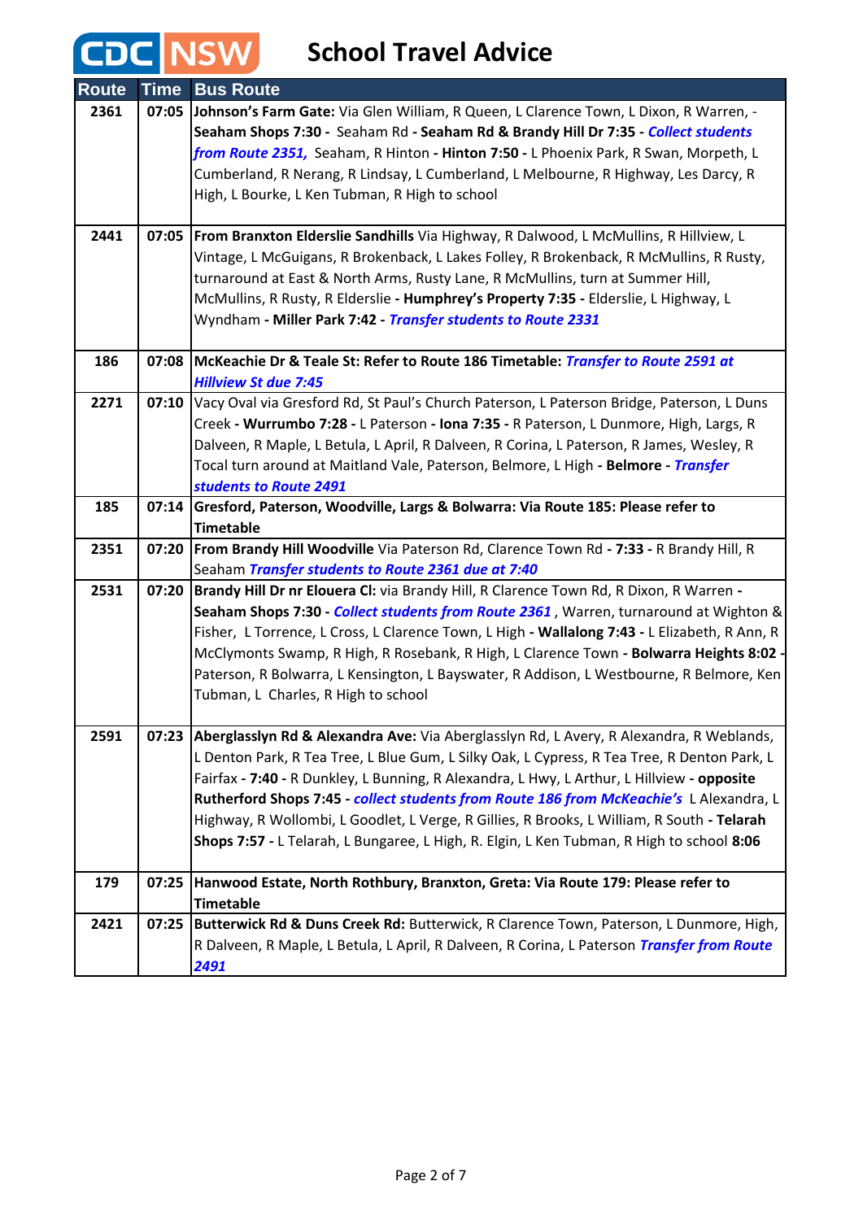# CDC NSW School Travel Advice

| Route | Time | Bus Route |
|---|---|---|
| 2361 | 07:05 | **Johnson's Farm Gate:** Via Glen William, R Queen, L Clarence Town, L Dixon, R Warren, - **Seaham Shops 7:30 -** Seaham Rd **- Seaham Rd & Brandy Hill Dr 7:35 -** ***Collect students from Route 2351,*** Seaham, R Hinton **- Hinton 7:50 -** L Phoenix Park, R Swan, Morpeth, L Cumberland, R Nerang, R Lindsay, L Cumberland, L Melbourne, R Highway, Les Darcy, R High, L Bourke, L Ken Tubman, R High to school |
| 2441 | 07:05 | **From Branxton Elderslie Sandhills** Via Highway, R Dalwood, L McMullins, R Hillview, L Vintage, L McGuigans, R Brokenback, L Lakes Folley, R Brokenback, R McMullins, R Rusty, turnaround at East & North Arms, Rusty Lane, R McMullins, turn at Summer Hill, McMullins, R Rusty, R Elderslie **- Humphrey's Property 7:35 -** Elderslie, L Highway, L Wyndham **- Miller Park 7:42 -** ***Transfer students to Route 2331*** |
| 186 | 07:08 | **McKeachie Dr & Teale St: Refer to Route 186 Timetable:** ***Transfer to Route 2591 at Hillview St due 7:45*** |
| 2271 | 07:10 | Vacy Oval via Gresford Rd, St Paul's Church Paterson, L Paterson Bridge, Paterson, L Duns Creek **- Wurrumbo 7:28 -** L Paterson **- Iona 7:35 -** R Paterson, L Dunmore, High, Largs, R Dalveen, R Maple, L Betula, L April, R Dalveen, R Corina, L Paterson, R James, Wesley, R Tocal turn around at Maitland Vale, Paterson, Belmore, L High **- Belmore -** ***Transfer students to Route 2491*** |
| 185 | 07:14 | **Gresford, Paterson, Woodville, Largs & Bolwarra: Via Route 185: Please refer to Timetable** |
| 2351 | 07:20 | **From Brandy Hill Woodville** Via Paterson Rd, Clarence Town Rd **- 7:33 -** R Brandy Hill, R Seaham ***Transfer students to Route 2361 due at 7:40*** |
| 2531 | 07:20 | **Brandy Hill Dr nr Elouera Cl:** via Brandy Hill, R Clarence Town Rd, R Dixon, R Warren - **Seaham Shops 7:30 -** ***Collect students from Route 2361*** , Warren, turnaround at Wighton & Fisher, L Torrence, L Cross, L Clarence Town, L High **- Wallalong 7:43 -** L Elizabeth, R Ann, R McClymonts Swamp, R High, R Rosebank, R High, L Clarence Town **- Bolwarra Heights 8:02 -** Paterson, R Bolwarra, L Kensington, L Bayswater, R Addison, L Westbourne, R Belmore, Ken Tubman, L Charles, R High to school |
| 2591 | 07:23 | **Aberglasslyn Rd & Alexandra Ave:** Via Aberglasslyn Rd, L Avery, R Alexandra, R Weblands, L Denton Park, R Tea Tree, L Blue Gum, L Silky Oak, L Cypress, R Tea Tree, R Denton Park, L Fairfax **- 7:40 -** R Dunkley, L Bunning, R Alexandra, L Hwy, L Arthur, L Hillview **- opposite Rutherford Shops 7:45 -** ***collect students from Route 186 from McKeachie's*** L Alexandra, L Highway, R Wollombi, L Goodlet, L Verge, R Gillies, R Brooks, L William, R South **- Telarah Shops 7:57 -** L Telarah, L Bungaree, L High, R. Elgin, L Ken Tubman, R High to school **8:06** |
| 179 | 07:25 | **Hanwood Estate, North Rothbury, Branxton, Greta: Via Route 179: Please refer to Timetable** |
| 2421 | 07:25 | **Butterwick Rd & Duns Creek Rd:** Butterwick, R Clarence Town, Paterson, L Dunmore, High, R Dalveen, R Maple, L Betula, L April, R Dalveen, R Corina, L Paterson ***Transfer from Route 2491*** |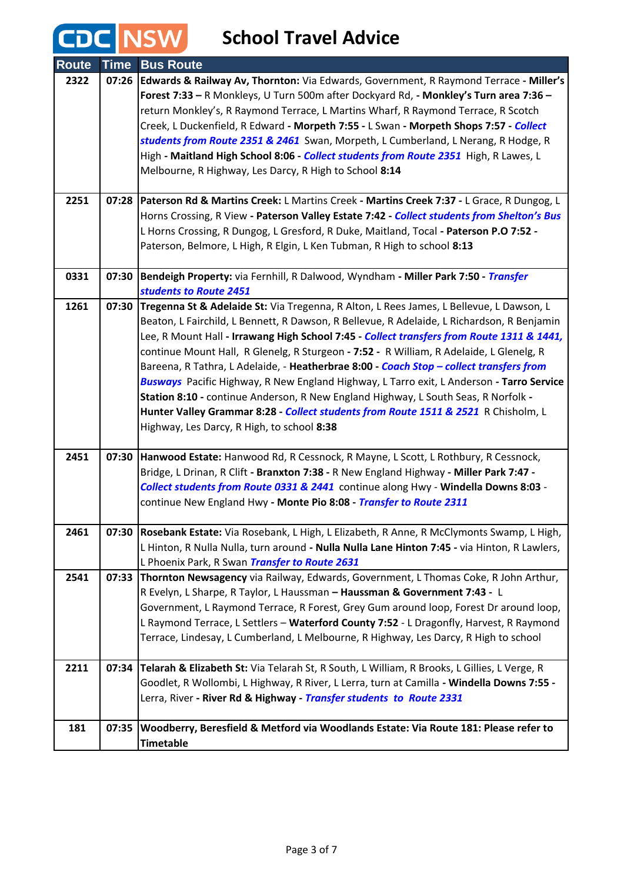# CDC NSW School Travel Advice

| Route | Time | Bus Route |
|---|---|---|
| 2322 | 07:26 | **Edwards & Railway Av, Thornton:** Via Edwards, Government, R Raymond Terrace - **Miller's Forest 7:33 –** R Monkleys, U Turn 500m after Dockyard Rd, - **Monkley's Turn area 7:36 –** return Monkley's, R Raymond Terrace, L Martins Wharf, R Raymond Terrace, R Scotch Creek, L Duckenfield, R Edward - **Morpeth 7:55 -** L Swan - **Morpeth Shops 7:57 -** ***Collect students from Route 2351 & 2461*** Swan, Morpeth, L Cumberland, L Nerang, R Hodge, R High - **Maitland High School 8:06 -** ***Collect students from Route 2351*** High, R Lawes, L Melbourne, R Highway, Les Darcy, R High to School **8:14** |
| 2251 | 07:28 | **Paterson Rd & Martins Creek:** L Martins Creek - **Martins Creek 7:37 -** L Grace, R Dungog, L Horns Crossing, R View - **Paterson Valley Estate 7:42 -** ***Collect students from Shelton's Bus*** L Horns Crossing, R Dungog, L Gresford, R Duke, Maitland, Tocal - **Paterson P.O 7:52 -** Paterson, Belmore, L High, R Elgin, L Ken Tubman, R High to school **8:13** |
| 0331 | 07:30 | **Bendeigh Property:** via Fernhill, R Dalwood, Wyndham - **Miller Park 7:50 -** ***Transfer students to Route 2451*** |
| 1261 | 07:30 | **Tregenna St & Adelaide St:** Via Tregenna, R Alton, L Rees James, L Bellevue, L Dawson, L Beaton, L Fairchild, L Bennett, R Dawson, R Bellevue, R Adelaide, L Richardson, R Benjamin Lee, R Mount Hall - **Irrawang High School 7:45 -** ***Collect transfers from Route 1311 & 1441,*** continue Mount Hall, R Glenelg, R Sturgeon - **7:52 -** R William, R Adelaide, L Glenelg, R Bareena, R Tathra, L Adelaide, - **Heatherbrae 8:00 -** ***Coach Stop – collect transfers from Busways*** Pacific Highway, R New England Highway, L Tarro exit, L Anderson - **Tarro Service Station 8:10 -** continue Anderson, R New England Highway, L South Seas, R Norfolk - **Hunter Valley Grammar 8:28 -** ***Collect students from Route 1511 & 2521*** R Chisholm, L Highway, Les Darcy, R High, to school **8:38** |
| 2451 | 07:30 | **Hanwood Estate:** Hanwood Rd, R Cessnock, R Mayne, L Scott, L Rothbury, R Cessnock, Bridge, L Drinan, R Clift - **Branxton 7:38 -** R New England Highway - **Miller Park 7:47 -** ***Collect students from Route 0331 & 2441*** continue along Hwy - **Windella Downs 8:03** - continue New England Hwy - **Monte Pio 8:08 -** ***Transfer to Route 2311*** |
| 2461 | 07:30 | **Rosebank Estate:** Via Rosebank, L High, L Elizabeth, R Anne, R McClymonts Swamp, L High, L Hinton, R Nulla Nulla, turn around - **Nulla Nulla Lane Hinton 7:45 -** via Hinton, R Lawlers, L Phoenix Park, R Swan ***Transfer to Route 2631*** |
| 2541 | 07:33 | **Thornton Newsagency** via Railway, Edwards, Government, L Thomas Coke, R John Arthur, R Evelyn, L Sharpe, R Taylor, L Haussman **– Haussman & Government 7:43 -** L Government, L Raymond Terrace, R Forest, Grey Gum around loop, Forest Dr around loop, L Raymond Terrace, L Settlers – **Waterford County 7:52** - L Dragonfly, Harvest, R Raymond Terrace, Lindesay, L Cumberland, L Melbourne, R Highway, Les Darcy, R High to school |
| 2211 | 07:34 | **Telarah & Elizabeth St:** Via Telarah St, R South, L William, R Brooks, L Gillies, L Verge, R Goodlet, R Wollombi, L Highway, R River, L Lerra, turn at Camilla - **Windella Downs 7:55 -** Lerra, River - **River Rd & Highway -** ***Transfer students to Route 2331*** |
| 181 | 07:35 | **Woodberry, Beresfield & Metford via Woodlands Estate: Via Route 181: Please refer to Timetable** |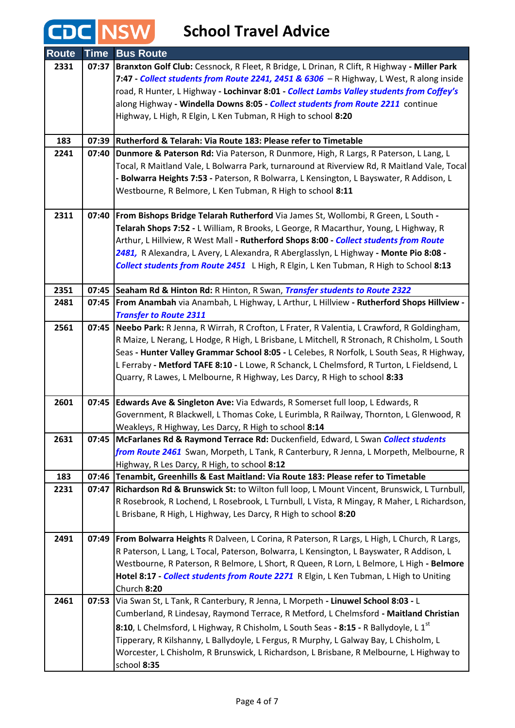# CDC NSW School Travel Advice

| Route | Time | Bus Route |
|---|---|---|
| 2331 | 07:37 | **Branxton Golf Club:** Cessnock, R Fleet, R Bridge, L Drinan, R Clift, R Highway **- Miller Park 7:47 -** ***Collect students from Route 2241, 2451 & 6306*** – R Highway, L West, R along inside road, R Hunter, L Highway **- Lochinvar 8:01 -** ***Collect Lambs Valley students from Coffey's*** along Highway **- Windella Downs 8:05 -** ***Collect students from Route 2211*** continue Highway, L High, R Elgin, L Ken Tubman, R High to school **8:20** |
| 183 | 07:39 | **Rutherford & Telarah: Via Route 183: Please refer to Timetable** |
| 2241 | 07:40 | **Dunmore & Paterson Rd:** Via Paterson, R Dunmore, High, R Largs, R Paterson, L Lang, L Tocal, R Maitland Vale, L Bolwarra Park, turnaround at Riverview Rd, R Maitland Vale, Tocal **- Bolwarra Heights 7:53 -** Paterson, R Bolwarra, L Kensington, L Bayswater, R Addison, L Westbourne, R Belmore, L Ken Tubman, R High to school **8:11** |
| 2311 | 07:40 | **From Bishops Bridge Telarah Rutherford** Via James St, Wollombi, R Green, L South **- Telarah Shops 7:52 -** L William, R Brooks, L George, R Macarthur, Young, L Highway, R Arthur, L Hillview, R West Mall **- Rutherford Shops 8:00 -** ***Collect students from Route 2481,*** R Alexandra, L Avery, L Alexandra, R Aberglasslyn, L Highway **- Monte Pio 8:08 -** ***Collect students from Route 2451*** L High, R Elgin, L Ken Tubman, R High to School **8:13** |
| 2351 | 07:45 | **Seaham Rd & Hinton Rd:** R Hinton, R Swan, ***Transfer students to Route 2322*** |
| 2481 | 07:45 | **From Anambah** via Anambah, L Highway, L Arthur, L Hillview **- Rutherford Shops Hillview -** ***Transfer to Route 2311*** |
| 2561 | 07:45 | **Neebo Park:** R Jenna, R Wirrah, R Crofton, L Frater, R Valentia, L Crawford, R Goldingham, R Maize, L Nerang, L Hodge, R High, L Brisbane, L Mitchell, R Stronach, R Chisholm, L South Seas **- Hunter Valley Grammar School 8:05 -** L Celebes, R Norfolk, L South Seas, R Highway, L Ferraby **- Metford TAFE 8:10 -** L Lowe, R Schanck, L Chelmsford, R Turton, L Fieldsend, L Quarry, R Lawes, L Melbourne, R Highway, Les Darcy, R High to school **8:33** |
| 2601 | 07:45 | **Edwards Ave & Singleton Ave:** Via Edwards, R Somerset full loop, L Edwards, R Government, R Blackwell, L Thomas Coke, L Eurimbla, R Railway, Thornton, L Glenwood, R Weakleys, R Highway, Les Darcy, R High to school **8:14** |
| 2631 | 07:45 | **McFarlanes Rd & Raymond Terrace Rd:** Duckenfield, Edward, L Swan ***Collect students from Route 2461*** Swan, Morpeth, L Tank, R Canterbury, R Jenna, L Morpeth, Melbourne, R Highway, R Les Darcy, R High, to school **8:12** |
| 183 | 07:46 | **Tenambit, Greenhills & East Maitland: Via Route 183: Please refer to Timetable** |
| 2231 | 07:47 | **Richardson Rd & Brunswick St:** to Wilton full loop, L Mount Vincent, Brunswick, L Turnbull, R Rosebrook, R Lochend, L Rosebrook, L Turnbull, L Vista, R Mingay, R Maher, L Richardson, L Brisbane, R High, L Highway, Les Darcy, R High to school **8:20** |
| 2491 | 07:49 | **From Bolwarra Heights** R Dalveen, L Corina, R Paterson, R Largs, L High, L Church, R Largs, R Paterson, L Lang, L Tocal, Paterson, Bolwarra, L Kensington, L Bayswater, R Addison, L Westbourne, R Paterson, R Belmore, L Short, R Queen, R Lorn, L Belmore, L High **- Belmore Hotel 8:17 -** ***Collect students from Route 2271*** R Elgin, L Ken Tubman, L High to Uniting Church **8:20** |
| 2461 | 07:53 | Via Swan St, L Tank, R Canterbury, R Jenna, L Morpeth **- Linuwel School 8:03 -** L Cumberland, R Lindesay, Raymond Terrace, R Metford, L Chelmsford **- Maitland Christian 8:10**, L Chelmsford, L Highway, R Chisholm, L South Seas **- 8:15 -** R Ballydoyle, L 1st Tipperary, R Kilshanny, L Ballydoyle, L Fergus, R Murphy, L Galway Bay, L Chisholm, L Worcester, L Chisholm, R Brunswick, L Richardson, L Brisbane, R Melbourne, L Highway to school **8:35** |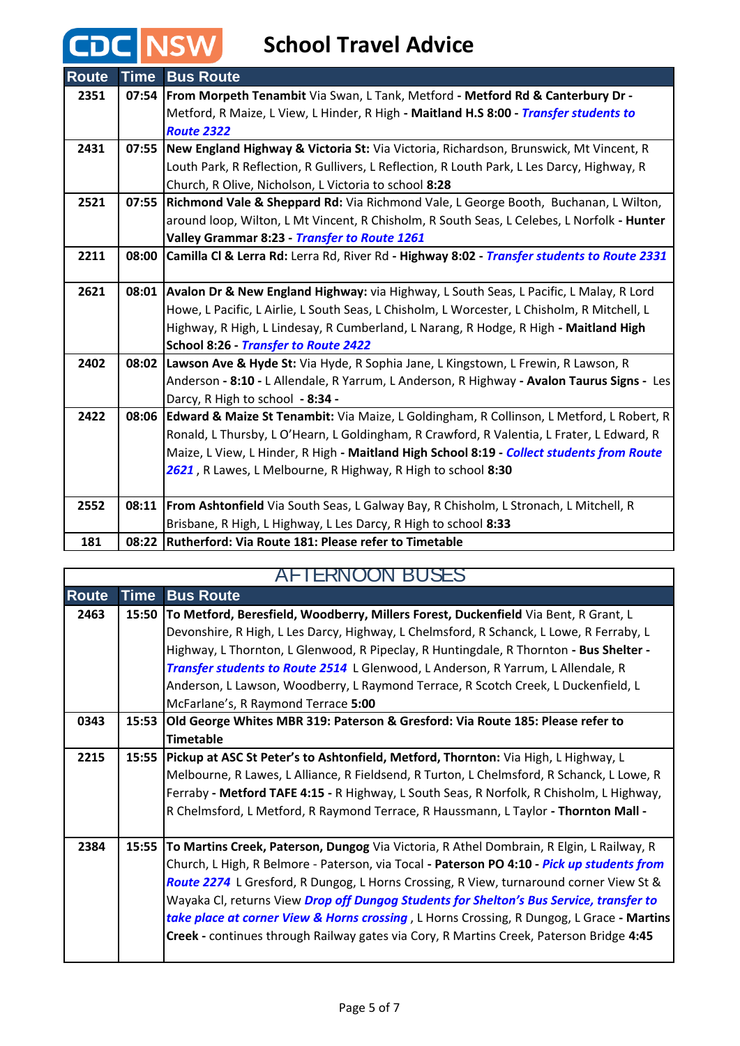# CDC NSW School Travel Advice

| Route | Time | Bus Route |
|---|---|---|
| 2351 | 07:54 | **From Morpeth Tenambit** Via Swan, L Tank, Metford - **Metford Rd & Canterbury Dr -** Metford, R Maize, L View, L Hinder, R High - **Maitland H.S 8:00 -** ***Transfer students to Route 2322*** |
| 2431 | 07:55 | **New England Highway & Victoria St:** Via Victoria, Richardson, Brunswick, Mt Vincent, R Louth Park, R Reflection, R Gullivers, L Reflection, R Louth Park, L Les Darcy, Highway, R Church, R Olive, Nicholson, L Victoria to school **8:28** |
| 2521 | 07:55 | **Richmond Vale & Sheppard Rd:** Via Richmond Vale, L George Booth, Buchanan, L Wilton, around loop, Wilton, L Mt Vincent, R Chisholm, R South Seas, L Celebes, L Norfolk - **Hunter Valley Grammar 8:23** - ***Transfer to Route 1261*** |
| 2211 | 08:00 | **Camilla Cl & Lerra Rd:** Lerra Rd, River Rd **- Highway 8:02 -** ***Transfer students to Route 2331*** |
| 2621 | 08:01 | **Avalon Dr & New England Highway:** via Highway, L South Seas, L Pacific, L Malay, R Lord Howe, L Pacific, L Airlie, L South Seas, L Chisholm, L Worcester, L Chisholm, R Mitchell, L Highway, R High, L Lindesay, R Cumberland, L Narang, R Hodge, R High - **Maitland High School 8:26 -** ***Transfer to Route 2422*** |
| 2402 | 08:02 | **Lawson Ave & Hyde St:** Via Hyde, R Sophia Jane, L Kingstown, L Frewin, R Lawson, R Anderson **- 8:10 -** L Allendale, R Yarrum, L Anderson, R Highway - **Avalon Taurus Signs** - Les Darcy, R High to school **- 8:34 -** |
| 2422 | 08:06 | **Edward & Maize St Tenambit:** Via Maize, L Goldingham, R Collinson, L Metford, L Robert, R Ronald, L Thursby, L O'Hearn, L Goldingham, R Crawford, R Valentia, L Frater, L Edward, R Maize, L View, L Hinder, R High - **Maitland High School 8:19 -** ***Collect students from Route 2621*** , R Lawes, L Melbourne, R Highway, R High to school **8:30** |
| 2552 | 08:11 | **From Ashtonfield** Via South Seas, L Galway Bay, R Chisholm, L Stronach, L Mitchell, R Brisbane, R High, L Highway, L Les Darcy, R High to school **8:33** |
| 181 | 08:22 | **Rutherford: Via Route 181: Please refer to Timetable** |

## AFTERNOON BUSES

| Route | Time | Bus Route |
|---|---|---|
| 2463 | 15:50 | **To Metford, Beresfield, Woodberry, Millers Forest, Duckenfield** Via Bent, R Grant, L Devonshire, R High, L Les Darcy, Highway, L Chelmsford, R Schanck, L Lowe, R Ferraby, L Highway, L Thornton, L Glenwood, R Pipeclay, R Huntingdale, R Thornton **- Bus Shelter -** ***Transfer students to Route 2514*** L Glenwood, L Anderson, R Yarrum, L Allendale, R Anderson, L Lawson, Woodberry, L Raymond Terrace, R Scotch Creek, L Duckenfield, L McFarlane's, R Raymond Terrace **5:00** |
| 0343 | 15:53 | **Old George Whites MBR 319: Paterson & Gresford: Via Route 185: Please refer to Timetable** |
| 2215 | 15:55 | **Pickup at ASC St Peter's to Ashtonfield, Metford, Thornton:** Via High, L Highway, L Melbourne, R Lawes, L Alliance, R Fieldsend, R Turton, L Chelmsford, R Schanck, L Lowe, R Ferraby **- Metford TAFE 4:15 -** R Highway, L South Seas, R Norfolk, R Chisholm, L Highway, R Chelmsford, L Metford, R Raymond Terrace, R Haussmann, L Taylor **- Thornton Mall -** |
| 2384 | 15:55 | **To Martins Creek, Paterson, Dungog** Via Victoria, R Athel Dombrain, R Elgin, L Railway, R Church, L High, R Belmore - Paterson, via Tocal **- Paterson PO 4:10 -** ***Pick up students from Route 2274*** L Gresford, R Dungog, L Horns Crossing, R View, turnaround corner View St & Wayaka Cl, returns View ***Drop off Dungog Students for Shelton's Bus Service, transfer to take place at corner View & Horns crossing*** , L Horns Crossing, R Dungog, L Grace **- Martins Creek -** continues through Railway gates via Cory, R Martins Creek, Paterson Bridge **4:45** |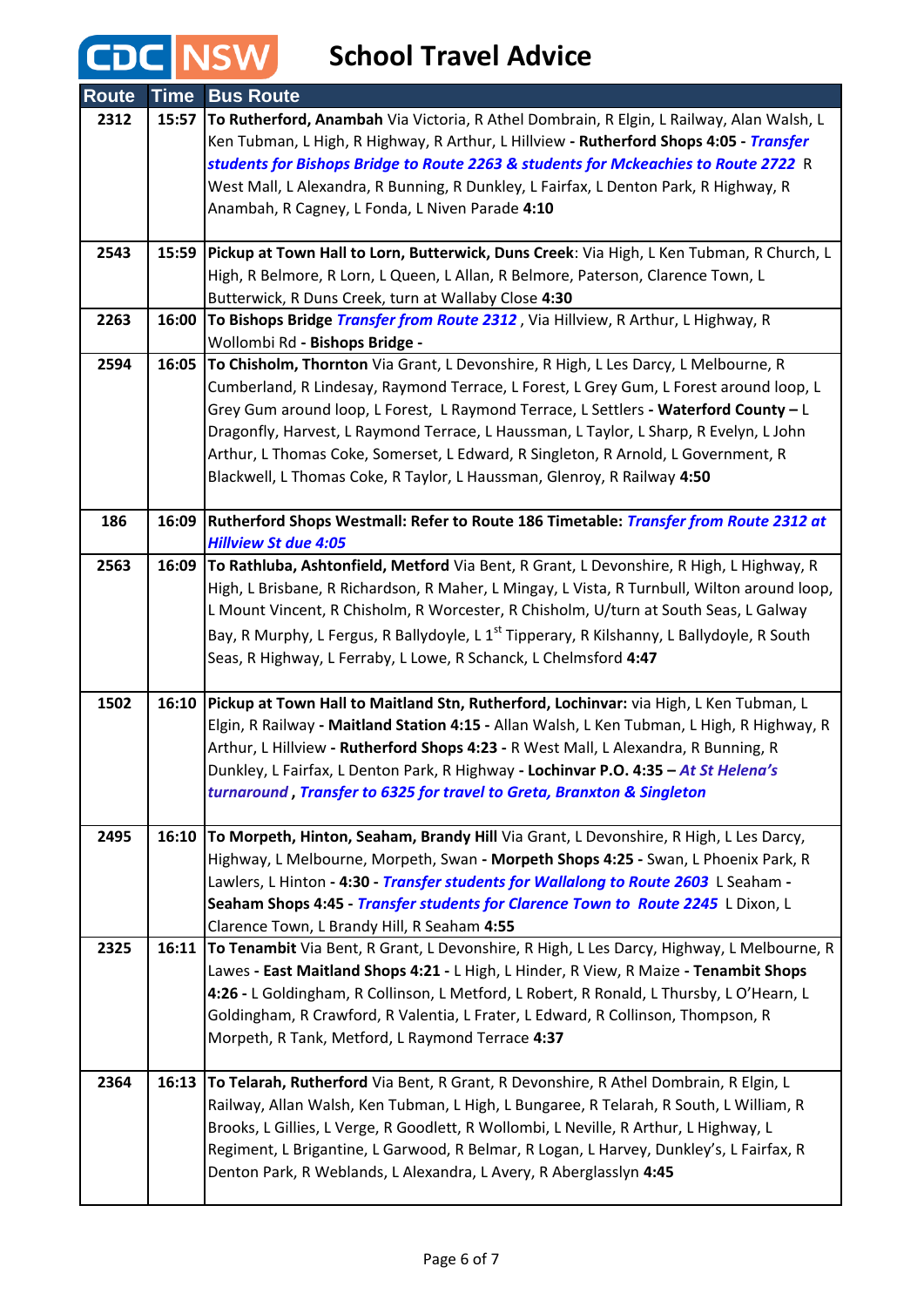# School Travel Advice

| Route | Time | Bus Route |
|---|---|---|
| 2312 | 15:57 | **To Rutherford, Anambah** Via Victoria, R Athel Dombrain, R Elgin, L Railway, Alan Walsh, L Ken Tubman, L High, R Highway, R Arthur, L Hillview - **Rutherford Shops 4:05** - ***Transfer students for Bishops Bridge to Route 2263 & students for Mckeachies to Route 2722*** R West Mall, L Alexandra, R Bunning, R Dunkley, L Fairfax, L Denton Park, R Highway, R Anambah, R Cagney, L Fonda, L Niven Parade **4:10** |
| 2543 | 15:59 | **Pickup at Town Hall to Lorn, Butterwick, Duns Creek**: Via High, L Ken Tubman, R Church, L High, R Belmore, R Lorn, L Queen, L Allan, R Belmore, Paterson, Clarence Town, L Butterwick, R Duns Creek, turn at Wallaby Close **4:30** |
| 2263 | 16:00 | **To Bishops Bridge** ***Transfer from Route 2312*** , Via Hillview, R Arthur, L Highway, R Wollombi Rd - **Bishops Bridge -** |
| 2594 | 16:05 | **To Chisholm, Thornton** Via Grant, L Devonshire, R High, L Les Darcy, L Melbourne, R Cumberland, R Lindesay, Raymond Terrace, L Forest, L Grey Gum, L Forest around loop, L Grey Gum around loop, L Forest, L Raymond Terrace, L Settlers - **Waterford County –** L Dragonfly, Harvest, L Raymond Terrace, L Haussman, L Taylor, L Sharp, R Evelyn, L John Arthur, L Thomas Coke, Somerset, L Edward, R Singleton, R Arnold, L Government, R Blackwell, L Thomas Coke, R Taylor, L Haussman, Glenroy, R Railway **4:50** |
| 186 | 16:09 | **Rutherford Shops Westmall: Refer to Route 186 Timetable:** ***Transfer from Route 2312 at Hillview St due 4:05*** |
| 2563 | 16:09 | **To Rathluba, Ashtonfield, Metford** Via Bent, R Grant, L Devonshire, R High, L Highway, R High, L Brisbane, R Richardson, R Maher, L Mingay, L Vista, R Turnbull, Wilton around loop, L Mount Vincent, R Chisholm, R Worcester, R Chisholm, U/turn at South Seas, L Galway Bay, R Murphy, L Fergus, R Ballydoyle, L 1st Tipperary, R Kilshanny, L Ballydoyle, R South Seas, R Highway, L Ferraby, L Lowe, R Schanck, L Chelmsford **4:47** |
| 1502 | 16:10 | **Pickup at Town Hall to Maitland Stn, Rutherford, Lochinvar:** via High, L Ken Tubman, L Elgin, R Railway - **Maitland Station 4:15** - Allan Walsh, L Ken Tubman, L High, R Highway, R Arthur, L Hillview - **Rutherford Shops 4:23** - R West Mall, L Alexandra, R Bunning, R Dunkley, L Fairfax, L Denton Park, R Highway - **Lochinvar P.O. 4:35 –** ***At St Helena's turnaround , Transfer to 6325 for travel to Greta, Branxton & Singleton*** |
| 2495 | 16:10 | **To Morpeth, Hinton, Seaham, Brandy Hill** Via Grant, L Devonshire, R High, L Les Darcy, Highway, L Melbourne, Morpeth, Swan - **Morpeth Shops 4:25** - Swan, L Phoenix Park, R Lawlers, L Hinton - **4:30** - ***Transfer students for Wallalong to Route 2603*** L Seaham - **Seaham Shops 4:45** - ***Transfer students for Clarence Town to Route 2245*** L Dixon, L Clarence Town, L Brandy Hill, R Seaham **4:55** |
| 2325 | 16:11 | **To Tenambit** Via Bent, R Grant, L Devonshire, R High, L Les Darcy, Highway, L Melbourne, R Lawes - **East Maitland Shops 4:21** - L High, L Hinder, R View, R Maize - **Tenambit Shops 4:26** - L Goldingham, R Collinson, L Metford, L Robert, R Ronald, L Thursby, L O'Hearn, L Goldingham, R Crawford, R Valentia, L Frater, L Edward, R Collinson, Thompson, R Morpeth, R Tank, Metford, L Raymond Terrace **4:37** |
| 2364 | 16:13 | **To Telarah, Rutherford** Via Bent, R Grant, R Devonshire, R Athel Dombrain, R Elgin, L Railway, Allan Walsh, Ken Tubman, L High, L Bungaree, R Telarah, R South, L William, R Brooks, L Gillies, L Verge, R Goodlett, R Wollombi, L Neville, R Arthur, L Highway, L Regiment, L Brigantine, L Garwood, R Belmar, R Logan, L Harvey, Dunkley's, L Fairfax, R Denton Park, R Weblands, L Alexandra, L Avery, R Aberglasslyn **4:45** |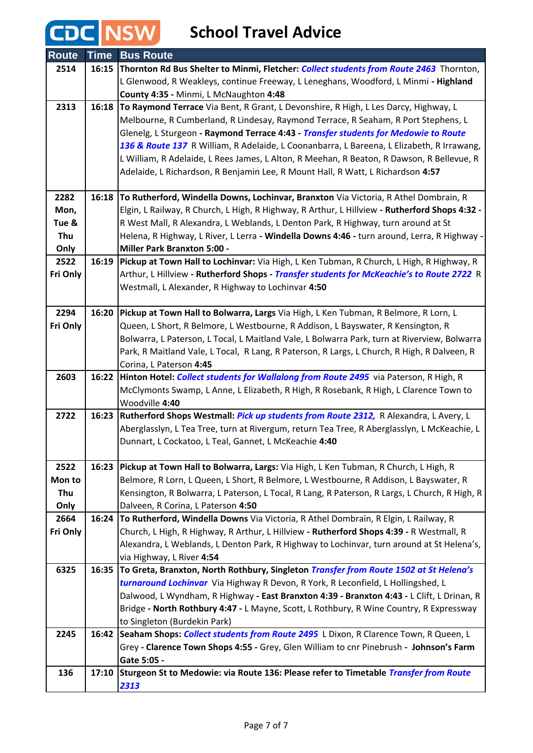# CDC NSW School Travel Advice

| Route | Time | Bus Route |
|---|---|---|
| 2514 | 16:15 | **Thornton Rd Bus Shelter to Minmi, Fletcher:** ***Collect students from Route 2463*** Thornton, L Glenwood, R Weakleys, continue Freeway, L Leneghans, Woodford, L Minmi - **Highland County 4:35 -** Minmi, L McNaughton **4:48** |
| 2313 | 16:18 | **To Raymond Terrace** Via Bent, R Grant, L Devonshire, R High, L Les Darcy, Highway, L Melbourne, R Cumberland, R Lindesay, Raymond Terrace, R Seaham, R Port Stephens, L Glenelg, L Sturgeon **- Raymond Terrace 4:43 -** ***Transfer students for Medowie to Route 136 & Route 137*** R William, R Adelaide, L Coonanbarra, L Bareena, L Elizabeth, R Irrawang, L William, R Adelaide, L Rees James, L Alton, R Meehan, R Beaton, R Dawson, R Bellevue, R Adelaide, L Richardson, R Benjamin Lee, R Mount Hall, R Watt, L Richardson **4:57** |
| 2282 Mon, Tue & Thu Only | 16:18 | **To Rutherford, Windella Downs, Lochinvar, Branxton** Via Victoria, R Athel Dombrain, R Elgin, L Railway, R Church, L High, R Highway, R Arthur, L Hillview **- Rutherford Shops 4:32 -** R West Mall, R Alexandra, L Weblands, L Denton Park, R Highway, turn around at St Helena, R Highway, L River, L Lerra **- Windella Downs 4:46 -** turn around, Lerra, R Highway **- Miller Park Branxton 5:00 -** |
| 2522 Fri Only | 16:19 | **Pickup at Town Hall to Lochinvar:** Via High, L Ken Tubman, R Church, L High, R Highway, R Arthur, L Hillview **- Rutherford Shops -** ***Transfer students for McKeachie's to Route 2722*** R Westmall, L Alexander, R Highway to Lochinvar **4:50** |
| 2294 Fri Only | 16:20 | **Pickup at Town Hall to Bolwarra, Largs** Via High, L Ken Tubman, R Belmore, R Lorn, L Queen, L Short, R Belmore, L Westbourne, R Addison, L Bayswater, R Kensington, R Bolwarra, L Paterson, L Tocal, L Maitland Vale, L Bolwarra Park, turn at Riverview, Bolwarra Park, R Maitland Vale, L Tocal, R Lang, R Paterson, R Largs, L Church, R High, R Dalveen, R Corina, L Paterson **4:45** |
| 2603 | 16:22 | **Hinton Hotel:** ***Collect students for Wallalong from Route 2495*** via Paterson, R High, R McClymonts Swamp, L Anne, L Elizabeth, R High, R Rosebank, R High, L Clarence Town to Woodville **4:40** |
| 2722 | 16:23 | **Rutherford Shops Westmall:** ***Pick up students from Route 2312,*** R Alexandra, L Avery, L Aberglasslyn, L Tea Tree, turn at Rivergum, return Tea Tree, R Aberglasslyn, L McKeachie, L Dunnart, L Cockatoo, L Teal, Gannet, L McKeachie **4:40** |
| 2522 Mon to Thu Only | 16:23 | **Pickup at Town Hall to Bolwarra, Largs:** Via High, L Ken Tubman, R Church, L High, R Belmore, R Lorn, L Queen, L Short, R Belmore, L Westbourne, R Addison, L Bayswater, R Kensington, R Bolwarra, L Paterson, L Tocal, R Lang, R Paterson, R Largs, L Church, R High, R Dalveen, R Corina, L Paterson **4:50** |
| 2664 Fri Only | 16:24 | **To Rutherford, Windella Downs** Via Victoria, R Athel Dombrain, R Elgin, L Railway, R Church, L High, R Highway, R Arthur, L Hillview **- Rutherford Shops 4:39 -** R Westmall, R Alexandra, L Weblands, L Denton Park, R Highway to Lochinvar, turn around at St Helena's, via Highway, L River **4:54** |
| 6325 | 16:35 | **To Greta, Branxton, North Rothbury, Singleton** ***Transfer from Route 1502 at St Helena's turnaround Lochinvar*** Via Highway R Devon, R York, R Leconfield, L Hollingshed, L Dalwood, L Wyndham, R Highway **- East Branxton 4:39 - Branxton 4:43 -** L Clift, L Drinan, R Bridge **- North Rothbury 4:47 -** L Mayne, Scott, L Rothbury, R Wine Country, R Expressway to Singleton (Burdekin Park) |
| 2245 | 16:42 | **Seaham Shops:** ***Collect students from Route 2495*** L Dixon, R Clarence Town, R Queen, L Grey **- Clarence Town Shops 4:55 -** Grey, Glen William to cnr Pinebrush **- Johnson's Farm Gate 5:05 -** |
| 136 | 17:10 | **Sturgeon St to Medowie: via Route 136: Please refer to Timetable** ***Transfer from Route 2313*** |